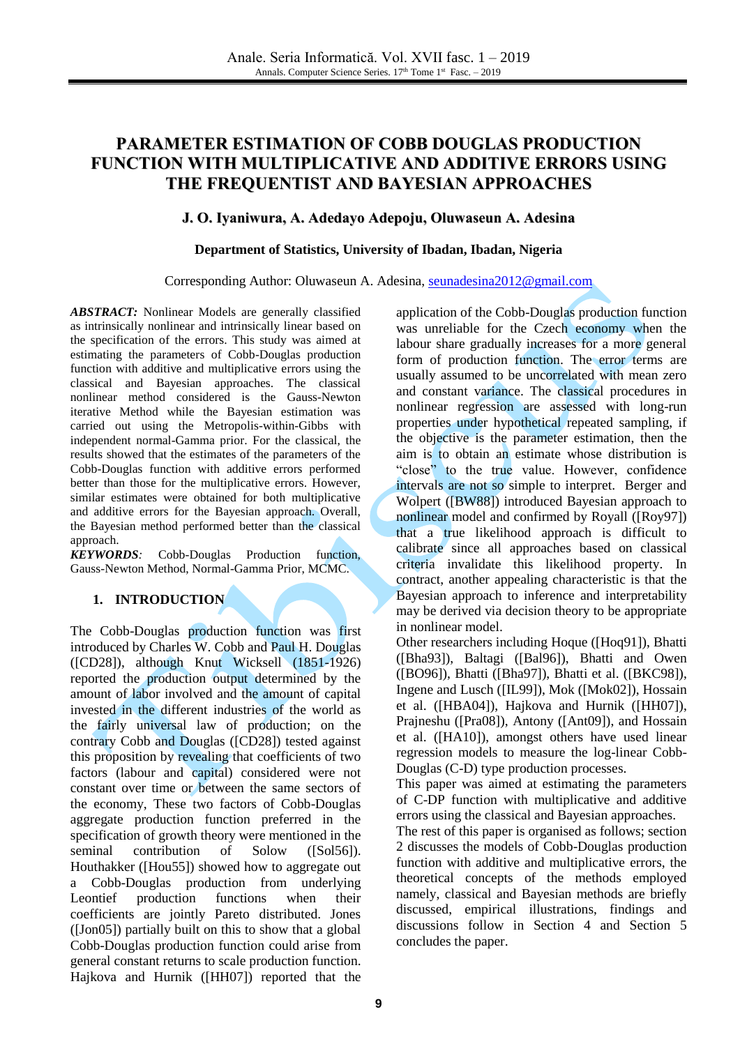# PARAMETER ESTIMATION OF COBB DOUGLAS PRODUCTION FUNCTION WITH MULTIPLICATIVE AND ADDITIVE ERRORS USING THE FREQUENTIST AND BAYESIAN APPROACHES

**J. O. Iyaniwura, A. Adedayo Adepoju, Oluwaseun A. Adesina**

**Department of Statistics, University of Ibadan, Ibadan, Nigeria**

Corresponding Author: Oluwaseun A. Adesina, seunadesina2012@gmail.com

***ABSTRACT:*** Nonlinear Models are generally classified as intrinsically nonlinear and intrinsically linear based on the specification of the errors. This study was aimed at estimating the parameters of Cobb-Douglas production function with additive and multiplicative errors using the classical and Bayesian approaches. The classical nonlinear method considered is the Gauss-Newton iterative Method while the Bayesian estimation was carried out using the Metropolis-within-Gibbs with independent normal-Gamma prior. For the classical, the results showed that the estimates of the parameters of the Cobb-Douglas function with additive errors performed better than those for the multiplicative errors. However, similar estimates were obtained for both multiplicative and additive errors for the Bayesian approach. Overall, the Bayesian method performed better than the classical approach.

***KEYWORDS:*** Cobb-Douglas Production function, Gauss-Newton Method, Normal-Gamma Prior, MCMC.

## 1. INTRODUCTION

The Cobb-Douglas production function was first introduced by Charles W. Cobb and Paul H. Douglas ([CD28]), although Knut Wicksell (1851-1926) reported the production output determined by the amount of labor involved and the amount of capital invested in the different industries of the world as the fairly universal law of production; on the contrary Cobb and Douglas ([CD28]) tested against this proposition by revealing that coefficients of two factors (labour and capital) considered were not constant over time or between the same sectors of the economy, These two factors of Cobb-Douglas aggregate production function preferred in the specification of growth theory were mentioned in the seminal contribution of Solow ([Sol56]). Houthakker ([Hou55]) showed how to aggregate out a Cobb-Douglas production from underlying Leontief production functions when their coefficients are jointly Pareto distributed. Jones ([Jon05]) partially built on this to show that a global Cobb-Douglas production function could arise from general constant returns to scale production function. Hajkova and Hurnik ([HH07]) reported that the application of the Cobb-Douglas production function was unreliable for the Czech economy when the labour share gradually increases for a more general form of production function. The error terms are usually assumed to be uncorrelated with mean zero and constant variance. The classical procedures in nonlinear regression are assessed with long-run properties under hypothetical repeated sampling, if the objective is the parameter estimation, then the aim is to obtain an estimate whose distribution is "close" to the true value. However, confidence intervals are not so simple to interpret. Berger and Wolpert ([BW88]) introduced Bayesian approach to nonlinear model and confirmed by Royall ([Roy97]) that a true likelihood approach is difficult to calibrate since all approaches based on classical criteria invalidate this likelihood property. In contract, another appealing characteristic is that the Bayesian approach to inference and interpretability may be derived via decision theory to be appropriate in nonlinear model.

Other researchers including Hoque ([Hoq91]), Bhatti ([Bha93]), Baltagi ([Bal96]), Bhatti and Owen ([BO96]), Bhatti ([Bha97]), Bhatti et al. ([BKC98]), Ingene and Lusch ([IL99]), Mok ([Mok02]), Hossain et al. ([HBA04]), Hajkova and Hurnik ([HH07]), Prajneshu ([Pra08]), Antony ([Ant09]), and Hossain et al. ([HA10]), amongst others have used linear regression models to measure the log-linear Cobb-Douglas (C-D) type production processes.

This paper was aimed at estimating the parameters of C-DP function with multiplicative and additive errors using the classical and Bayesian approaches.

The rest of this paper is organised as follows; section 2 discusses the models of Cobb-Douglas production function with additive and multiplicative errors, the theoretical concepts of the methods employed namely, classical and Bayesian methods are briefly discussed, empirical illustrations, findings and discussions follow in Section 4 and Section 5 concludes the paper.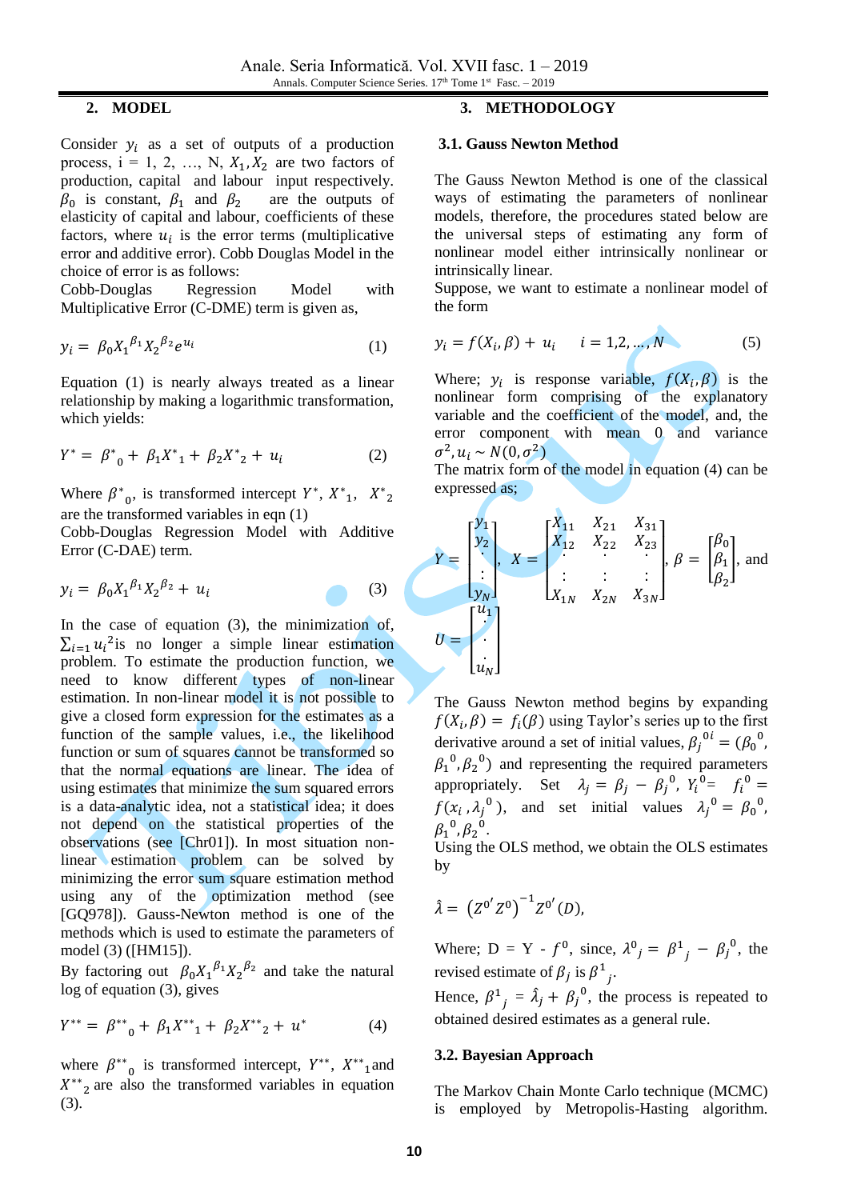## 2. MODEL

Consider $y_i$ as a set of outputs of a production process, i = 1, 2, …, N, $X_1, X_2$ are two factors of production, capital and labour input respectively. $\beta_0$ is constant, $\beta_1$ and $\beta_2$ are the outputs of elasticity of capital and labour, coefficients of these factors, where $u_i$ is the error terms (multiplicative error and additive error). Cobb Douglas Model in the choice of error is as follows:

Cobb-Douglas Regression Model with Multiplicative Error (C-DME) term is given as,

$$y_i = \beta_0 X_1^{\beta_1} X_2^{\beta_2} e^{u_i} \quad (1)$$

Equation (1) is nearly always treated as a linear relationship by making a logarithmic transformation, which yields:

$$Y^* = \beta^*_0 + \beta_1 X^*_1 + \beta_2 X^*_2 + u_i \quad (2)$$

Where $\beta^*_0$, is transformed intercept $Y^*$, $X^*_1$, $X^*_2$ are the transformed variables in eqn (1)

Cobb-Douglas Regression Model with Additive Error (C-DAE) term.

$$y_i = \beta_0 X_1^{\beta_1} X_2^{\beta_2} + u_i \quad (3)$$

In the case of equation (3), the minimization of, $\sum_{i=1} u_i^2$is no longer a simple linear estimation problem. To estimate the production function, we need to know different types of non-linear estimation. In non-linear model it is not possible to give a closed form expression for the estimates as a function of the sample values, i.e., the likelihood function or sum of squares cannot be transformed so that the normal equations are linear. The idea of using estimates that minimize the sum squared errors is a data-analytic idea, not a statistical idea; it does not depend on the statistical properties of the observations (see [Chr01]). In most situation non-linear estimation problem can be solved by minimizing the error sum square estimation method using any of the optimization method (see [GQ978]). Gauss-Newton method is one of the methods which is used to estimate the parameters of model (3) ([HM15]).

By factoring out $\beta_0 X_1^{\beta_1} X_2^{\beta_2}$ and take the natural log of equation (3), gives

$$Y^{**} = \beta^{**}_0 + \beta_1 X^{**}_1 + \beta_2 X^{**}_2 + u^* \quad (4)$$

where $\beta^{**}_0$ is transformed intercept, $Y^{**}$, $X^{**}_1$and $X^{**}_2$ are also the transformed variables in equation (3).

## 3. METHODOLOGY

### 3.1. Gauss Newton Method

The Gauss Newton Method is one of the classical ways of estimating the parameters of nonlinear models, therefore, the procedures stated below are the universal steps of estimating any form of nonlinear model either intrinsically nonlinear or intrinsically linear.

Suppose, we want to estimate a nonlinear model of the form

$$y_i = f(X_i, \beta) + u_i \quad i = 1,2,\ldots,N \quad (5)$$

Where; $y_i$ is response variable, $f(X_i, \beta)$ is the nonlinear form comprising of the explanatory variable and the coefficient of the model, and, the error component with mean 0 and variance $\sigma^2, u_i \sim N(0, \sigma^2)$

The matrix form of the model in equation (4) can be expressed as;

$$Y = \begin{bmatrix} y_1 \\ y_2 \\ \vdots \\ y_N \end{bmatrix}, \quad X = \begin{bmatrix} X_{11} & X_{21} & X_{31} \\ X_{12} & X_{22} & X_{23} \\ \vdots & \vdots & \vdots \\ X_{1N} & X_{2N} & X_{3N} \end{bmatrix}, \quad \beta = \begin{bmatrix} \beta_0 \\ \beta_1 \\ \beta_2 \end{bmatrix}, \text{ and}$$

$$U = \begin{bmatrix} u_1 \\ \vdots \\ u_N \end{bmatrix}$$

The Gauss Newton method begins by expanding $f(X_i, \beta) = f_i(\beta)$ using Taylor's series up to the first derivative around a set of initial values, $\beta_j^{0i} = (\beta_0^0, \beta_1^0, \beta_2^0)$ and representing the required parameters appropriately. Set $\lambda_j = \beta_j - \beta_j^0$, $Y_i^0 = f_i^0 = f(x_i, \lambda_j^0)$, and set initial values $\lambda_j^0 = \beta_0^0, \beta_1^0, \beta_2^0$.

Using the OLS method, we obtain the OLS estimates by

$$\hat{\lambda} = \left(Z^{0'} Z^0\right)^{-1} Z^{0'}(D),$$

Where; D = Y - $f^0$, since, $\lambda^0{}_j = \beta^1{}_j - \beta_j^0$, the revised estimate of $\beta_j$ is $\beta^1{}_j$.

Hence, $\beta^1{}_j = \hat{\lambda}_j + \beta_j^0$, the process is repeated to obtained desired estimates as a general rule.

### 3.2. Bayesian Approach

The Markov Chain Monte Carlo technique (MCMC) is employed by Metropolis-Hasting algorithm.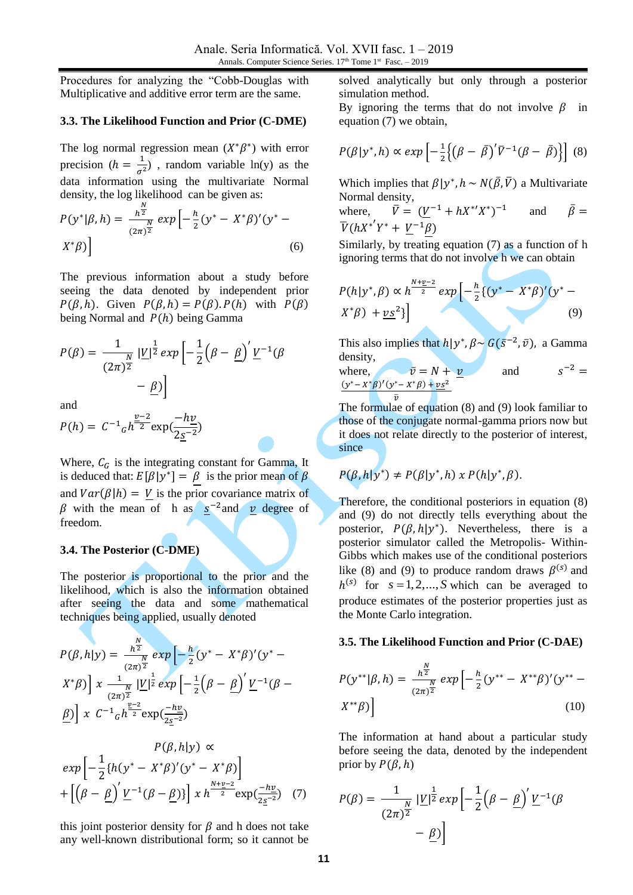Procedures for analyzing the "Cobb-Douglas with Multiplicative and additive error term are the same.

### 3.3. The Likelihood Function and Prior (C-DME)

The log normal regression mean $(X^*\beta^*)$ with error precision $(h = \frac{1}{\sigma^2})$ , random variable ln(y) as the data information using the multivariate Normal density, the log likelihood can be given as:

$$P(y^*|\beta, h) = \frac{h^{\frac{N}{2}}}{(2\pi)^{\frac{N}{2}}} exp\left[-\frac{h}{2}(y^* - X^*\beta)'(y^* - X^*\beta)\right] \quad (6)$$

The previous information about a study before seeing the data denoted by independent prior $P(\beta, h)$. Given $P(\beta, h) = P(\beta).P(h)$ with $P(\beta)$ being Normal and $P(h)$ being Gamma

$$P(\beta) = \frac{1}{(2\pi)^{\frac{N}{2}}} |\underline{V}|^{\frac{1}{2}} exp\left[-\frac{1}{2}\left(\beta - \underline{\beta}\right)' \underline{V}^{-1}(\beta - \underline{\beta})\right]$$

and

$$P(h) = C^{-1}{}_G h^{\frac{\underline{v}-2}{2}} \exp(\frac{-h\underline{v}}{2\underline{s}^{-2}})$$

Where, $C_G$ is the integrating constant for Gamma, It is deduced that: $E[\beta|y^*] = \underline{\beta}$ is the prior mean of $\beta$ and $Var(\beta|h) = \underline{V}$ is the prior covariance matrix of $\beta$ with the mean of h as $\underline{s}^{-2}$ and $\underline{v}$ degree of freedom.

### 3.4. The Posterior (C-DME)

The posterior is proportional to the prior and the likelihood, which is also the information obtained after seeing the data and some mathematical techniques being applied, usually denoted

$$P(\beta, h|y) = \frac{h^{\frac{N}{2}}}{(2\pi)^{\frac{N}{2}}} exp\left[-\frac{h}{2}(y^* - X^*\beta)'(y^* - X^*\beta)\right] x \frac{1}{(2\pi)^{\frac{N}{2}}} |\underline{V}|^{\frac{1}{2}} exp\left[-\frac{1}{2}\left(\beta - \underline{\beta}\right)' \underline{V}^{-1}(\beta - \underline{\beta})\right] x\ C^{-1}{}_G h^{\frac{\underline{v}-2}{2}} \exp(\frac{-h\underline{v}}{2\underline{s}^{-2}})$$

$$P(\beta, h|y) \propto exp\left[-\frac{1}{2}\{h(y^* - X^*\beta)'(y^* - X^*\beta)\right] + \left[\left(\beta - \underline{\beta}\right)' \underline{V}^{-1}(\beta - \underline{\beta})\}\right] x\ h^{\frac{N+\underline{v}-2}{2}} \exp(\frac{-h\underline{v}}{2\underline{s}^{-2}}) \quad (7)$$

this joint posterior density for $\beta$ and h does not take any well-known distributional form; so it cannot be solved analytically but only through a posterior simulation method.

By ignoring the terms that do not involve $\beta$ in equation (7) we obtain,

$$P(\beta|y^*, h) \propto exp\left[-\frac{1}{2}\left\{\left(\beta - \bar{\beta}\right)' \bar{V}^{-1}(\beta - \bar{\beta})\right\}\right] \quad (8)$$

Which implies that $\beta|y^*, h \sim N(\bar{\beta}, \bar{V})$ a Multivariate Normal density,

where, $\bar{V} = (\underline{V}^{-1} + hX^{*\prime}X^*)^{-1}$ and $\bar{\beta} = \bar{V}(hX^{*\prime}Y^* + \underline{V}^{-1}\underline{\beta})$

Similarly, by treating equation (7) as a function of h ignoring terms that do not involve h we can obtain

$$P(h|y^*, \beta) \propto h^{\frac{N+\underline{v}-2}{2}} exp\left[-\frac{h}{2}\{(y^* - X^*\beta)'(y^* - X^*\beta) + \underline{v}\underline{s}^2\}\right] \quad (9)$$

This also implies that $h|y^*, \beta \sim G(\bar{s}^{-2}, \bar{v})$, a Gamma density,

where, $\bar{v} = N + \underline{v}$ and $s^{-2} = \frac{(y^* - X^*\beta)'(y^* - X^*\beta) + \underline{v}\underline{s}^2}{\bar{v}}$

The formulae of equation (8) and (9) look familiar to those of the conjugate normal-gamma priors now but it does not relate directly to the posterior of interest, since

$$P(\beta, h|y^*) \neq P(\beta|y^*, h)\ x\ P(h|y^*, \beta).$$

Therefore, the conditional posteriors in equation (8) and (9) do not directly tells everything about the posterior, $P(\beta, h|y^*)$. Nevertheless, there is a posterior simulator called the Metropolis- Within-Gibbs which makes use of the conditional posteriors like (8) and (9) to produce random draws $\beta^{(s)}$ and $h^{(s)}$ for $s = 1, 2, ..., S$ which can be averaged to produce estimates of the posterior properties just as the Monte Carlo integration.

### 3.5. The Likelihood Function and Prior (C-DAE)

$$P(y^{**}|\beta, h) = \frac{h^{\frac{N}{2}}}{(2\pi)^{\frac{N}{2}}} exp\left[-\frac{h}{2}(y^{**} - X^{**}\beta)'(y^{**} - X^{**}\beta)\right] \quad (10)$$

The information at hand about a particular study before seeing the data, denoted by the independent prior by $P(\beta, h)$

$$P(\beta) = \frac{1}{(2\pi)^{\frac{N}{2}}} |\underline{V}|^{\frac{1}{2}} exp\left[-\frac{1}{2}\left(\beta - \underline{\beta}\right)' \underline{V}^{-1}(\beta - \underline{\beta})\right]$$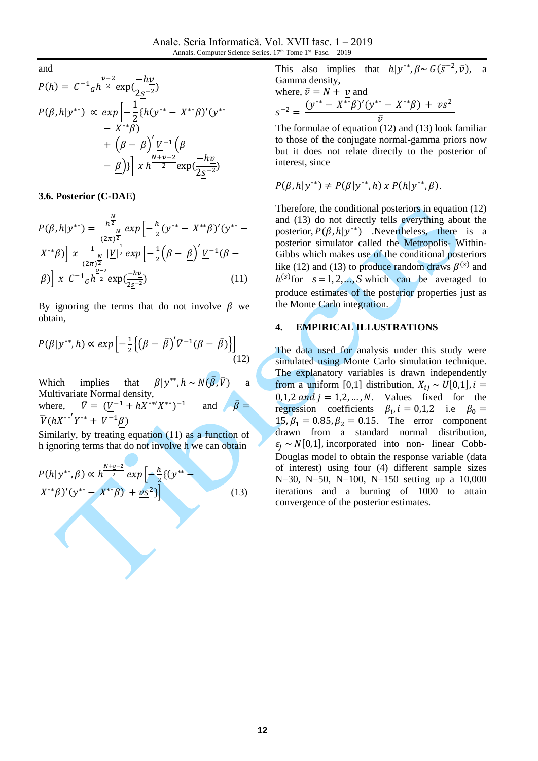and

$$P(h) = C^{-1}{}_G h^{\frac{\underline{v}-2}{2}} \exp(\frac{-h\underline{v}}{2\underline{s}^{-2}})$$

$$P(\beta, h|y^{**}) \propto exp\left[-\frac{1}{2}\{h(y^{**} - X^{**}\beta)'(y^{**} - X^{**}\beta) + \left(\beta - \underline{\beta}\right)' \underline{V}^{-1}\left(\beta - \underline{\beta}\right)\}\right] x\, h^{\frac{N+\underline{v}-2}{2}} \exp(\frac{-h\underline{v}}{2\underline{s}^{-2}})$$

### 3.6. Posterior (C-DAE)

$$P(\beta, h|y^{**}) = \frac{h^{\frac{N}{2}}}{(2\pi)^{\frac{N}{2}}} exp\left[-\frac{h}{2}(y^{**} - X^{**}\beta)'(y^{**} - X^{**}\beta)\right] x \frac{1}{(2\pi)^{\frac{N}{2}}} |\underline{V}|^{\frac{1}{2}} exp\left[-\frac{1}{2}\left(\beta - \underline{\beta}\right)' \underline{V}^{-1}(\beta - \underline{\beta})\right] x\, C^{-1}{}_G h^{\frac{\underline{v}-2}{2}} \exp(\frac{-h\underline{v}}{2\underline{s}^{-2}}) \quad (11)$$

By ignoring the terms that do not involve $\beta$ we obtain,

$$P(\beta|y^{**}, h) \propto exp\left[-\frac{1}{2}\left\{(\beta - \bar{\beta})'\bar{V}^{-1}(\beta - \bar{\beta})\right\}\right] \quad (12)$$

Which implies that $\beta|y^{**}, h \sim N(\bar{\beta}, \bar{V})$ a Multivariate Normal density,

where, $\bar{V} = (\underline{V}^{-1} + hX^{**\prime}X^{**})^{-1}$ and $\bar{\beta} = \bar{V}(hX^{**'}Y^{**} + \underline{V}^{-1}\underline{\beta})$

Similarly, by treating equation (11) as a function of h ignoring terms that do not involve h we can obtain

$$P(h|y^{**}, \beta) \propto h^{\frac{N+\underline{v}-2}{2}} exp\left[-\frac{h}{2}\{(y^{**} - X^{**}\beta)'(y^{**} - X^{**}\beta) + \underline{v}\underline{s}^2\}\right] \quad (13)$$

This also implies that $h|y^{**}, \beta \sim G(\bar{s}^{-2}, \bar{v})$, a Gamma density,

where, $\bar{v} = N + \underline{v}$ and

$$s^{-2} = \frac{(y^{**} - X^{**}\beta)'(y^{**} - X^{**}\beta) + \underline{v}\underline{s}^2}{\bar{v}}$$

The formulae of equation (12) and (13) look familiar to those of the conjugate normal-gamma priors now but it does not relate directly to the posterior of interest, since

$$P(\beta, h|y^{**}) \neq P(\beta|y^{**}, h)\, x\, P(h|y^{**}, \beta).$$

Therefore, the conditional posteriors in equation (12) and (13) do not directly tells everything about the posterior, $P(\beta, h|y^{**})$ .Nevertheless, there is a posterior simulator called the Metropolis- Within-Gibbs which makes use of the conditional posteriors like (12) and (13) to produce random draws $\beta^{(s)}$ and $h^{(s)}$ for $s = 1, 2, \dots, S$ which can be averaged to produce estimates of the posterior properties just as the Monte Carlo integration.

## 4. EMPIRICAL ILLUSTRATIONS

The data used for analysis under this study were simulated using Monte Carlo simulation technique. The explanatory variables is drawn independently from a uniform [0,1] distribution, $X_{ij} \sim U[0,1], i = 0,1,2$ *and* $j = 1,2,\dots,N$. Values fixed for the regression coefficients $\beta_i, i = 0,1,2$ i.e $\beta_0 = 15, \beta_1 = 0.85, \beta_2 = 0.15$. The error component drawn from a standard normal distribution, $\varepsilon_j \sim N[0,1]$, incorporated into non- linear Cobb-Douglas model to obtain the response variable (data of interest) using four (4) different sample sizes N=30, N=50, N=100, N=150 setting up a 10,000 iterations and a burning of 1000 to attain convergence of the posterior estimates.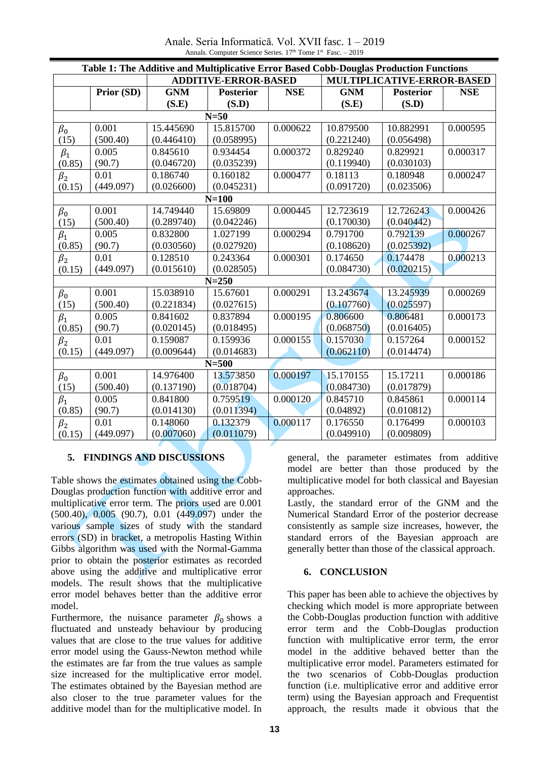**Table 1: The Additive and Multiplicative Error Based Cobb-Douglas Production Functions**

| | Prior (SD) | ADDITIVE-ERROR-BASED | | | MULTIPLICATIVE-ERROR-BASED | | |
|---|---|---|---|---|---|---|---|
| | | GNM (S.E) | Posterior (S.D) | NSE | GNM (S.E) | Posterior (S.D) | NSE |
| **N=50** | | | | | | | |
| $\beta_0$ (15) | 0.001 (500.40) | 15.445690 (0.446410) | 15.815700 (0.058995) | 0.000622 | 10.879500 (0.221240) | 10.882991 (0.056498) | 0.000595 |
| $\beta_1$ (0.85) | 0.005 (90.7) | 0.845610 (0.046720) | 0.934454 (0.035239) | 0.000372 | 0.829240 (0.119940) | 0.829921 (0.030103) | 0.000317 |
| $\beta_2$ (0.15) | 0.01 (449.097) | 0.186740 (0.026600) | 0.160182 (0.045231) | 0.000477 | 0.18113 (0.091720) | 0.180948 (0.023506) | 0.000247 |
| **N=100** | | | | | | | |
| $\beta_0$ (15) | 0.001 (500.40) | 14.749440 (0.289740) | 15.69809 (0.042246) | 0.000445 | 12.723619 (0.170030) | 12.726243 (0.040442) | 0.000426 |
| $\beta_1$ (0.85) | 0.005 (90.7) | 0.832800 (0.030560) | 1.027199 (0.027920) | 0.000294 | 0.791700 (0.108620) | 0.792139 (0.025392) | 0.000267 |
| $\beta_2$ (0.15) | 0.01 (449.097) | 0.128510 (0.015610) | 0.243364 (0.028505) | 0.000301 | 0.174650 (0.084730) | 0.174478 (0.020215) | 0.000213 |
| **N=250** | | | | | | | |
| $\beta_0$ (15) | 0.001 (500.40) | 15.038910 (0.221834) | 15.67601 (0.027615) | 0.000291 | 13.243674 (0.107760) | 13.245939 (0.025597) | 0.000269 |
| $\beta_1$ (0.85) | 0.005 (90.7) | 0.841602 (0.020145) | 0.837894 (0.018495) | 0.000195 | 0.806600 (0.068750) | 0.806481 (0.016405) | 0.000173 |
| $\beta_2$ (0.15) | 0.01 (449.097) | 0.159087 (0.009644) | 0.159936 (0.014683) | 0.000155 | 0.157030 (0.062110) | 0.157264 (0.014474) | 0.000152 |
| **N=500** | | | | | | | |
| $\beta_0$ (15) | 0.001 (500.40) | 14.976400 (0.137190) | 13.573850 (0.018704) | 0.000197 | 15.170155 (0.084730) | 15.17211 (0.017879) | 0.000186 |
| $\beta_1$ (0.85) | 0.005 (90.7) | 0.841800 (0.014130) | 0.759519 (0.011394) | 0.000120 | 0.845710 (0.04892) | 0.845861 (0.010812) | 0.000114 |
| $\beta_2$ (0.15) | 0.01 (449.097) | 0.148060 (0.007060) | 0.132379 (0.011079) | 0.000117 | 0.176550 (0.049910) | 0.176499 (0.009809) | 0.000103 |

## 5. FINDINGS AND DISCUSSIONS

Table shows the estimates obtained using the Cobb-Douglas production function with additive error and multiplicative error term. The priors used are 0.001 (500.40), 0.005 (90.7), 0.01 (449.097) under the various sample sizes of study with the standard errors (SD) in bracket, a metropolis Hasting Within Gibbs algorithm was used with the Normal-Gamma prior to obtain the posterior estimates as recorded above using the additive and multiplicative error models. The result shows that the multiplicative error model behaves better than the additive error model.

Furthermore, the nuisance parameter $\beta_0$ shows a fluctuated and unsteady behaviour by producing values that are close to the true values for additive error model using the Gauss-Newton method while the estimates are far from the true values as sample size increased for the multiplicative error model. The estimates obtained by the Bayesian method are also closer to the true parameter values for the additive model than for the multiplicative model. In general, the parameter estimates from additive model are better than those produced by the multiplicative model for both classical and Bayesian approaches.

Lastly, the standard error of the GNM and the Numerical Standard Error of the posterior decrease consistently as sample size increases, however, the standard errors of the Bayesian approach are generally better than those of the classical approach.

## 6. CONCLUSION

This paper has been able to achieve the objectives by checking which model is more appropriate between the Cobb-Douglas production function with additive error term and the Cobb-Douglas production function with multiplicative error term, the error model in the additive behaved better than the multiplicative error model. Parameters estimated for the two scenarios of Cobb-Douglas production function (i.e. multiplicative error and additive error term) using the Bayesian approach and Frequentist approach, the results made it obvious that the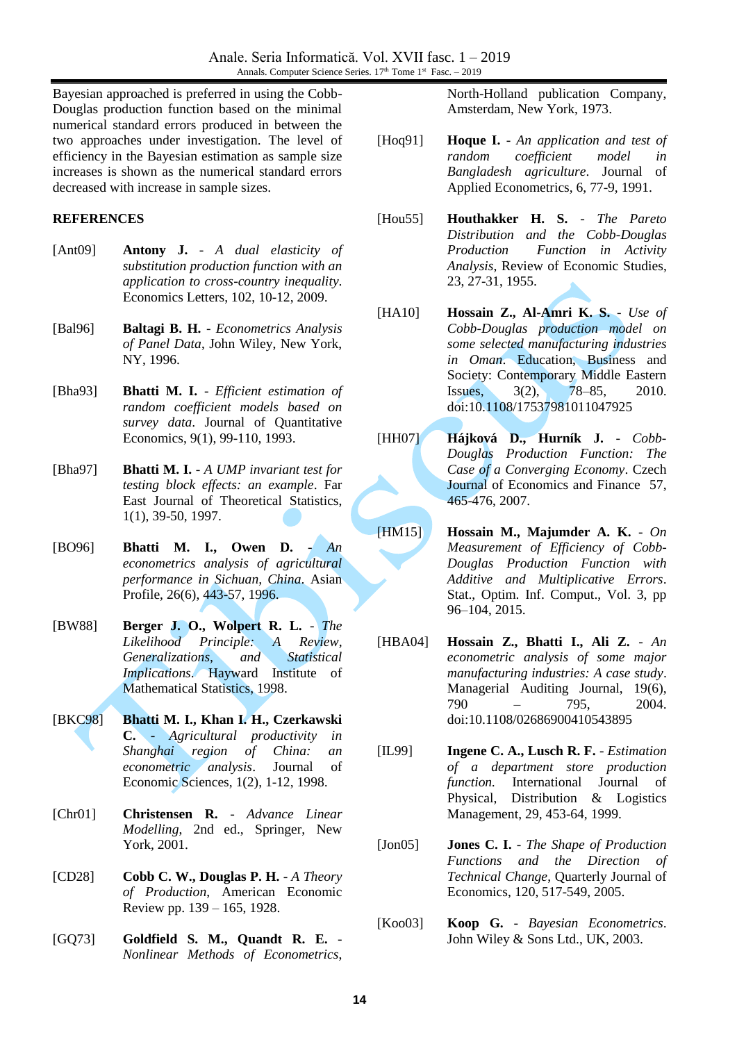Bayesian approached is preferred in using the Cobb-Douglas production function based on the minimal numerical standard errors produced in between the two approaches under investigation. The level of efficiency in the Bayesian estimation as sample size increases is shown as the numerical standard errors decreased with increase in sample sizes.

## REFERENCES

[Ant09] **Antony J.** - *A dual elasticity of substitution production function with an application to cross-country inequality*. Economics Letters, 102, 10-12, 2009.

[Bal96] **Baltagi B. H.** - *Econometrics Analysis of Panel Data*, John Wiley, New York, NY, 1996.

[Bha93] **Bhatti M. I.** - *Efficient estimation of random coefficient models based on survey data*. Journal of Quantitative Economics, 9(1), 99-110, 1993.

[Bha97] **Bhatti M. I.** - *A UMP invariant test for testing block effects: an example*. Far East Journal of Theoretical Statistics, 1(1), 39-50, 1997.

[BO96] **Bhatti M. I., Owen D.** - *An econometrics analysis of agricultural performance in Sichuan, China*. Asian Profile, 26(6), 443-57, 1996.

[BW88] **Berger J. O., Wolpert R. L.** - *The Likelihood Principle: A Review, Generalizations, and Statistical Implications*. Hayward Institute of Mathematical Statistics, 1998.

[BKC98] **Bhatti M. I., Khan I. H., Czerkawski C.** - *Agricultural productivity in Shanghai region of China: an econometric analysis*. Journal of Economic Sciences, 1(2), 1-12, 1998.

[Chr01] **Christensen R.** - *Advance Linear Modelling*, 2nd ed., Springer, New York, 2001.

[CD28] **Cobb C. W., Douglas P. H.** - *A Theory of Production*, American Economic Review pp. 139 – 165, 1928.

[GQ73] **Goldfield S. M., Quandt R. E.** - *Nonlinear Methods of Econometrics*, North-Holland publication Company, Amsterdam, New York, 1973.

[Hoq91] **Hoque I.** - *An application and test of random coefficient model in Bangladesh agriculture*. Journal of Applied Econometrics, 6, 77-9, 1991.

[Hou55] **Houthakker H. S.** - *The Pareto Distribution and the Cobb-Douglas Production Function in Activity Analysis*, Review of Economic Studies, 23, 27-31, 1955.

[HA10] **Hossain Z., Al-Amri K. S.** - *Use of Cobb-Douglas production model on some selected manufacturing industries in Oman*. Education, Business and Society: Contemporary Middle Eastern Issues, 3(2), 78–85, 2010. doi:10.1108/17537981011047925

[HH07] **Hájková D., Hurník J.** - *Cobb-Douglas Production Function: The Case of a Converging Economy*. Czech Journal of Economics and Finance 57, 465-476, 2007.

[HM15] **Hossain M., Majumder A. K.** - *On Measurement of Efficiency of Cobb-Douglas Production Function with Additive and Multiplicative Errors*. Stat., Optim. Inf. Comput., Vol. 3, pp 96–104, 2015.

[HBA04] **Hossain Z., Bhatti I., Ali Z.** - *An econometric analysis of some major manufacturing industries: A case study*. Managerial Auditing Journal, 19(6), 790 – 795, 2004. doi:10.1108/02686900410543895

[IL99] **Ingene C. A., Lusch R. F.** - *Estimation of a department store production function*. International Journal of Physical, Distribution & Logistics Management, 29, 453-64, 1999.

[Jon05] **Jones C. I.** - *The Shape of Production Functions and the Direction of Technical Change*, Quarterly Journal of Economics, 120, 517-549, 2005.

[Koo03] **Koop G.** - *Bayesian Econometrics*. John Wiley & Sons Ltd., UK, 2003.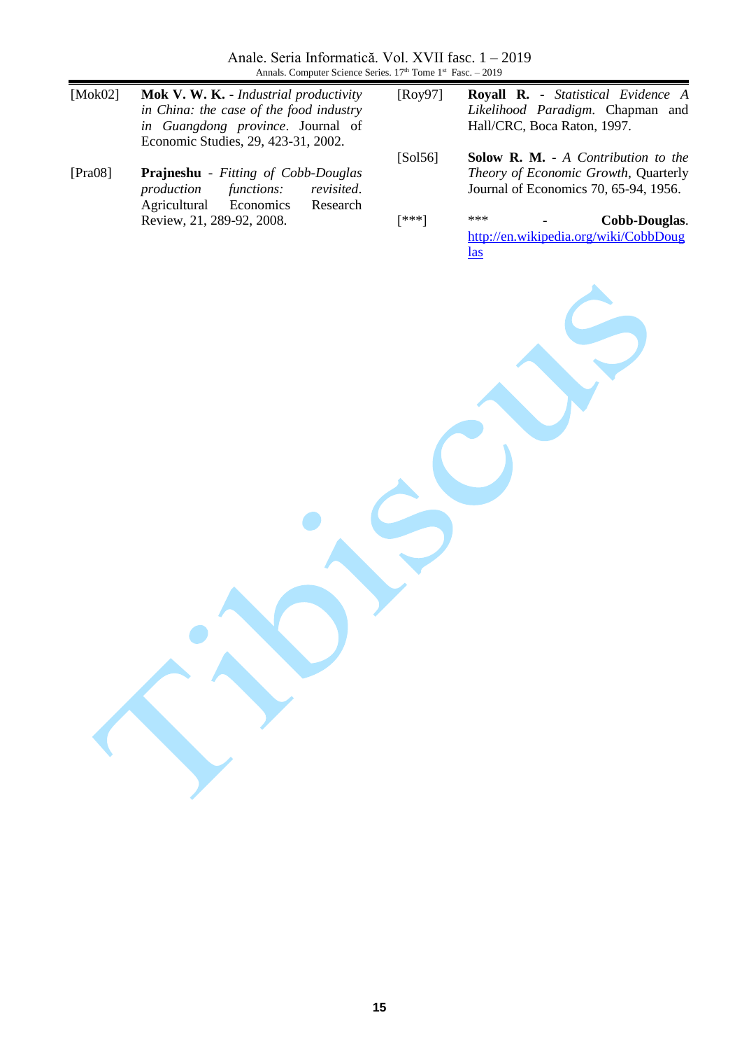[Mok02] **Mok V. W. K.** - *Industrial productivity in China: the case of the food industry in Guangdong province*. Journal of Economic Studies, 29, 423-31, 2002.

[Pra08] **Prajneshu** - *Fitting of Cobb-Douglas production functions: revisited*. Agricultural Economics Research Review, 21, 289-92, 2008.

[Roy97] **Royall R.** - *Statistical Evidence A Likelihood Paradigm*. Chapman and Hall/CRC, Boca Raton, 1997.

[Sol56] **Solow R. M.** - *A Contribution to the Theory of Economic Growth*, Quarterly Journal of Economics 70, 65-94, 1956.

[***] *** - **Cobb-Douglas**. http://en.wikipedia.org/wiki/CobbDouglas